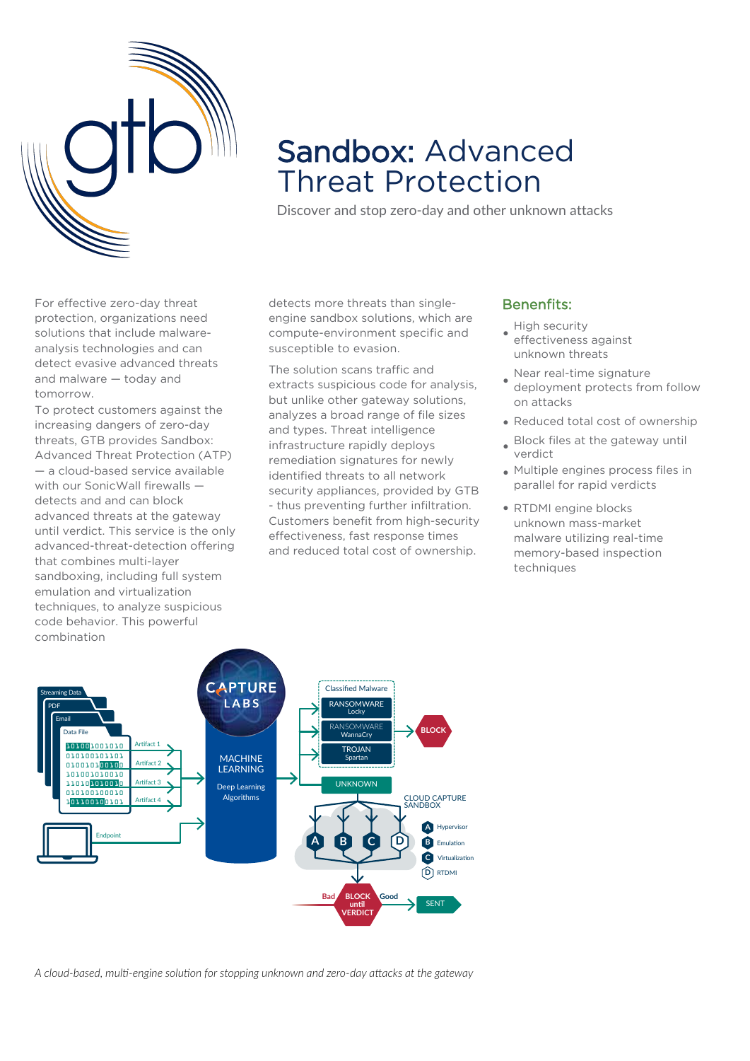# Sandbox: Advanced Threat Protection

Discover and stop zero-day and other unknown attacks

For effective zero-day threat protection, organizations need solutions that include malware-analysis technologies and can detect evasive advanced threats and malware — today and tomorrow.

To protect customers against the increasing dangers of zero-day threats, GTB provides Sandbox: Advanced Threat Protection (ATP) — a cloud-based service available with our SonicWall firewalls — detects and can block advanced threats at the gateway until verdict. This service is the only advanced-threat-detection offering that combines multi-layer sandboxing, including full system emulation and virtualization techniques, to analyze suspicious code behavior. This powerful combination detects more threats than single-engine sandbox solutions, which are compute-environment specific and susceptible to evasion.

The solution scans traffic and extracts suspicious code for analysis, but unlike other gateway solutions, analyzes a broad range of file sizes and types. Threat intelligence infrastructure rapidly deploys remediation signatures for newly identified threats to all network security appliances, provided by GTB - thus preventing further infiltration. Customers benefit from high-security effectiveness, fast response times and reduced total cost of ownership.

## Benefits:

- High security effectiveness against unknown threats
- Near real-time signature deployment protects from follow on attacks
- Reduced total cost of ownership
- Block files at the gateway until verdict
- Multiple engines process files in parallel for rapid verdicts
- RTDMI engine blocks unknown mass-market malware utilizing real-time memory-based inspection techniques

*A cloud-based, multi-engine solution for stopping unknown and zero-day attacks at the gateway*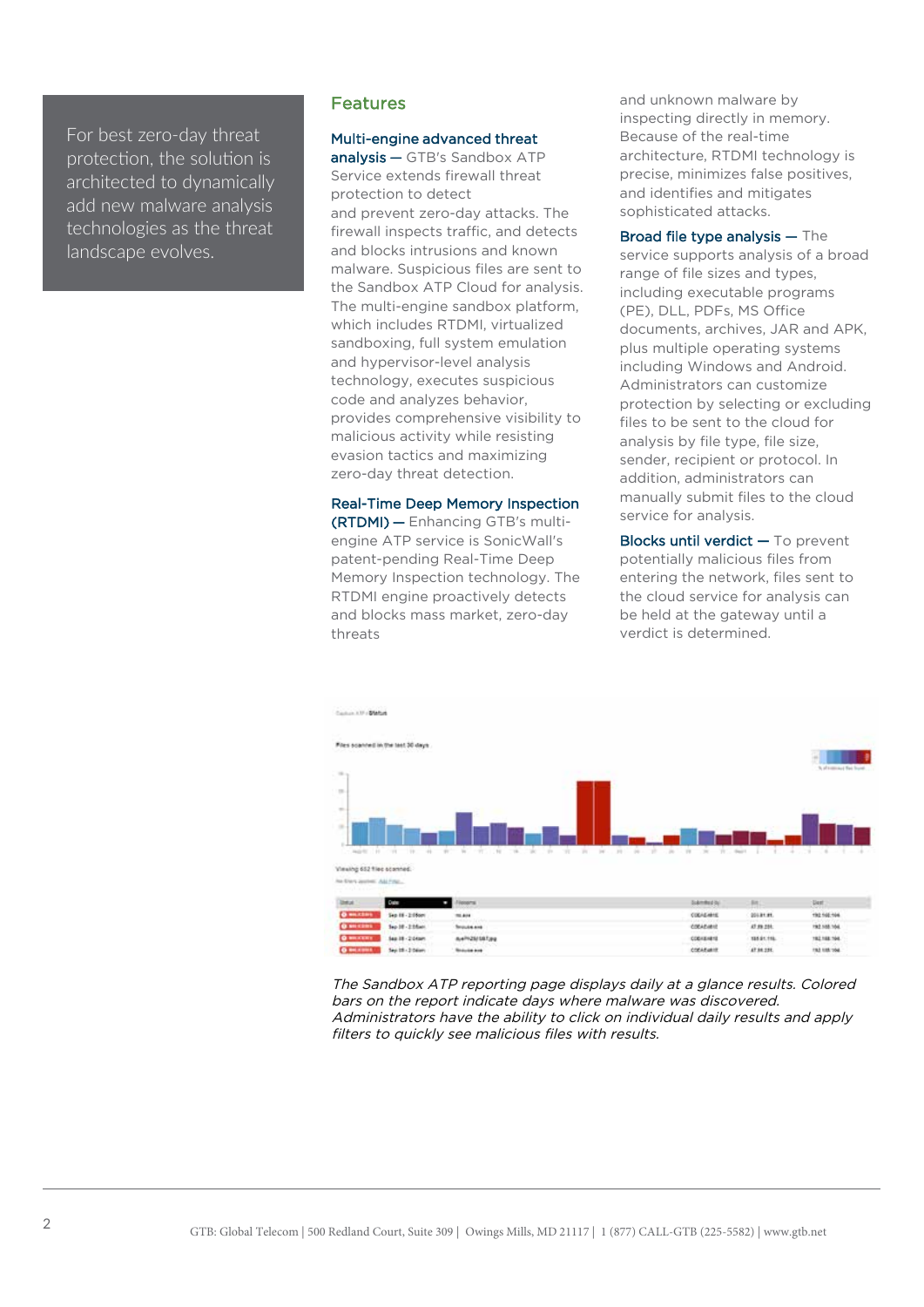For best zero-day threat protection, the solution is architected to dynamically add new malware analysis technologies as the threat landscape evolves.

## Features

**Multi-engine advanced threat analysis —** GTB's Sandbox ATP Service extends firewall threat protection to detect and prevent zero-day attacks. The firewall inspects traffic, and detects and blocks intrusions and known malware. Suspicious files are sent to the Sandbox ATP Cloud for analysis. The multi-engine sandbox platform, which includes RTDMI, virtualized sandboxing, full system emulation and hypervisor-level analysis technology, executes suspicious code and analyzes behavior, provides comprehensive visibility to malicious activity while resisting evasion tactics and maximizing zero-day threat detection.

**Real-Time Deep Memory Inspection (RTDMI) —** Enhancing GTB's multi-engine ATP service is SonicWall's patent-pending Real-Time Deep Memory Inspection technology. The RTDMI engine proactively detects and blocks mass market, zero-day threats and unknown malware by inspecting directly in memory. Because of the real-time architecture, RTDMI technology is precise, minimizes false positives, and identifies and mitigates sophisticated attacks.

**Broad file type analysis —** The service supports analysis of a broad range of file sizes and types, including executable programs (PE), DLL, PDFs, MS Office documents, archives, JAR and APK, plus multiple operating systems including Windows and Android. Administrators can customize protection by selecting or excluding files to be sent to the cloud for analysis by file type, file size, sender, recipient or protocol. In addition, administrators can manually submit files to the cloud service for analysis.

**Blocks until verdict —** To prevent potentially malicious files from entering the network, files sent to the cloud service for analysis can be held at the gateway until a verdict is determined.

*The Sandbox ATP reporting page displays daily at a glance results. Colored bars on the report indicate days where malware was discovered. Administrators have the ability to click on individual daily results and apply filters to quickly see malicious files with results.*

GTB: Global Telecom | 500 Redland Court, Suite 309 | Owings Mills, MD 21117 | 1 (877) CALL-GTB (225-5582) | www.gtb.net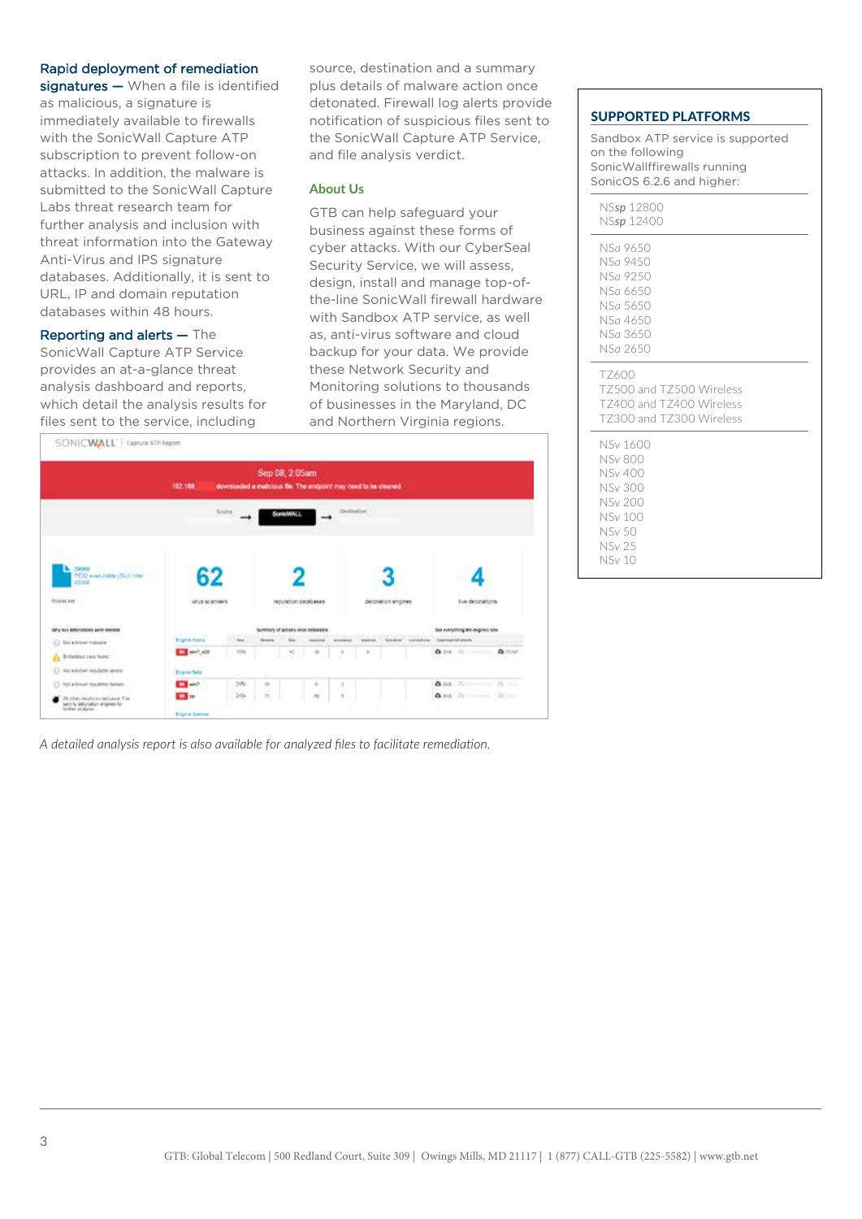**Rapid deployment of remediation signatures —** When a file is identified as malicious, a signature is immediately available to firewalls with the SonicWall Capture ATP subscription to prevent follow-on attacks. In addition, the malware is submitted to the SonicWall Capture Labs threat research team for further analysis and inclusion with threat information into the Gateway Anti-Virus and IPS signature databases. Additionally, it is sent to URL, IP and domain reputation databases within 48 hours.

**Reporting and alerts —** The SonicWall Capture ATP Service provides an at-a-glance threat analysis dashboard and reports, which detail the analysis results for files sent to the service, including source, destination and a summary plus details of malware action once detonated. Firewall log alerts provide notification of suspicious files sent to the SonicWall Capture ATP Service, and file analysis verdict.

## About Us

GTB can help safeguard your business against these forms of cyber attacks. With our CyberSeal Security Service, we will assess, design, install and manage top-of-the-line SonicWall firewall hardware with Sandbox ATP service, as well as, anti-virus software and cloud backup for your data. We provide these Network Security and Monitoring solutions to thousands of businesses in the Maryland, DC and Northern Virginia regions.

*A detailed analysis report is also available for analyzed files to facilitate remediation.*

## SUPPORTED PLATFORMS

Sandbox ATP service is supported on the following SonicWallfirewalls running SonicOS 6.2.6 and higher:

NS*sp* 12800
NS*sp* 12400

NS*a* 9650
NS*a* 9450
NS*a* 9250
NS*a* 6650
NS*a* 5650
NS*a* 4650
NS*a* 3650
NS*a* 2650

TZ600
TZ500 and TZ500 Wireless
TZ400 and TZ400 Wireless
TZ300 and TZ300 Wireless

NSv 1600
NSv 800
NSv 400
NSv 300
NSv 200
NSv 100
NSv 50
NSv 25
NSv 10

GTB: Global Telecom | 500 Redland Court, Suite 309 | Owings Mills, MD 21117 | 1 (877) CALL-GTB (225-5582) | www.gtb.net